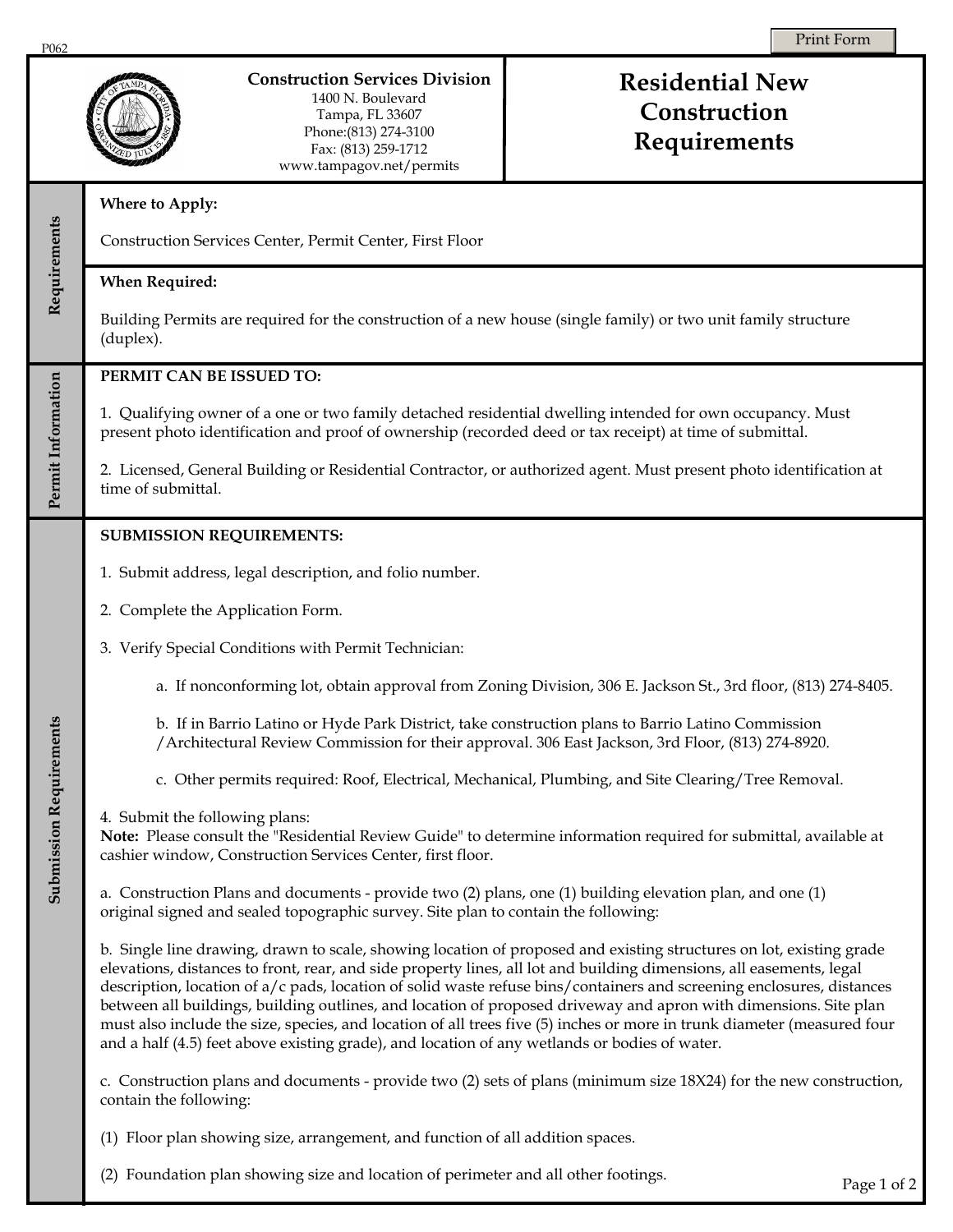P062

**Construction Services Division**
1400 N. Boulevard
Tampa, FL 33607
Phone:(813) 274-3100
Fax: (813) 259-1712
www.tampagov.net/permits

# Residential New Construction Requirements

## Requirements

**Where to Apply:**

Construction Services Center, Permit Center, First Floor

**When Required:**

Building Permits are required for the construction of a new house (single family) or two unit family structure (duplex).

## Permit Information

**PERMIT CAN BE ISSUED TO:**

1. Qualifying owner of a one or two family detached residential dwelling intended for own occupancy. Must present photo identification and proof of ownership (recorded deed or tax receipt) at time of submittal.

2. Licensed, General Building or Residential Contractor, or authorized agent. Must present photo identification at time of submittal.

## Submission Requirements

**SUBMISSION REQUIREMENTS:**

1. Submit address, legal description, and folio number.

2. Complete the Application Form.

3. Verify Special Conditions with Permit Technician:

   a. If nonconforming lot, obtain approval from Zoning Division, 306 E. Jackson St., 3rd floor, (813) 274-8405.

   b. If in Barrio Latino or Hyde Park District, take construction plans to Barrio Latino Commission /Architectural Review Commission for their approval. 306 East Jackson, 3rd Floor, (813) 274-8920.

   c. Other permits required: Roof, Electrical, Mechanical, Plumbing, and Site Clearing/Tree Removal.

4. Submit the following plans:
**Note:** Please consult the "Residential Review Guide" to determine information required for submittal, available at cashier window, Construction Services Center, first floor.

a. Construction Plans and documents - provide two (2) plans, one (1) building elevation plan, and one (1) original signed and sealed topographic survey. Site plan to contain the following:

b. Single line drawing, drawn to scale, showing location of proposed and existing structures on lot, existing grade elevations, distances to front, rear, and side property lines, all lot and building dimensions, all easements, legal description, location of a/c pads, location of solid waste refuse bins/containers and screening enclosures, distances between all buildings, building outlines, and location of proposed driveway and apron with dimensions. Site plan must also include the size, species, and location of all trees five (5) inches or more in trunk diameter (measured four and a half (4.5) feet above existing grade), and location of any wetlands or bodies of water.

c. Construction plans and documents - provide two (2) sets of plans (minimum size 18X24) for the new construction, contain the following:

(1) Floor plan showing size, arrangement, and function of all addition spaces.

(2) Foundation plan showing size and location of perimeter and all other footings.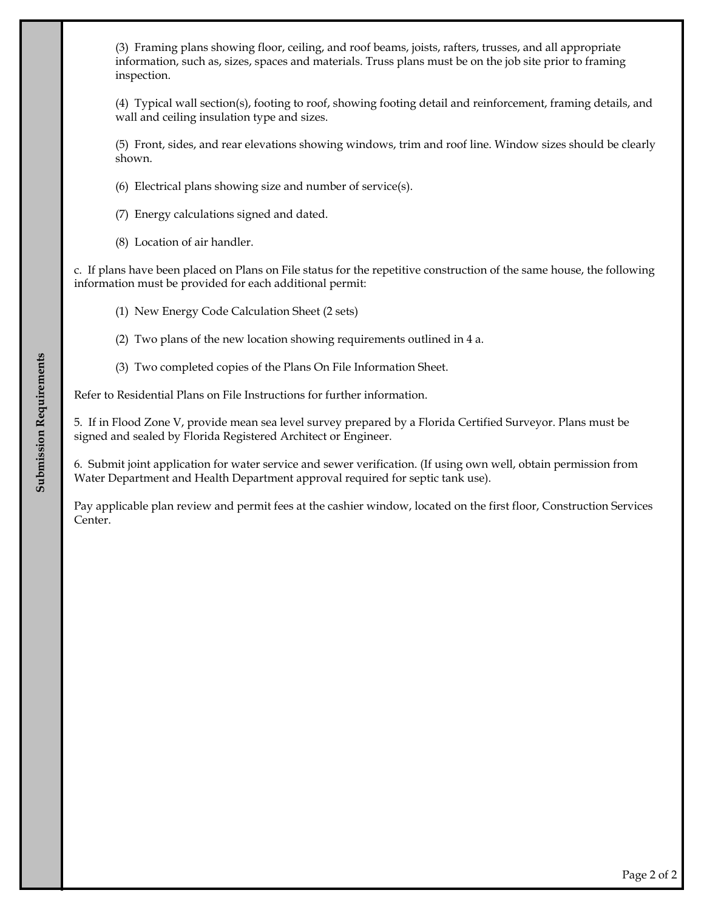**Submission Requirements**

(3) Framing plans showing floor, ceiling, and roof beams, joists, rafters, trusses, and all appropriate information, such as, sizes, spaces and materials. Truss plans must be on the job site prior to framing inspection.

(4) Typical wall section(s), footing to roof, showing footing detail and reinforcement, framing details, and wall and ceiling insulation type and sizes.

(5) Front, sides, and rear elevations showing windows, trim and roof line. Window sizes should be clearly shown.

(6) Electrical plans showing size and number of service(s).

(7) Energy calculations signed and dated.

(8) Location of air handler.

c. If plans have been placed on Plans on File status for the repetitive construction of the same house, the following information must be provided for each additional permit:

(1) New Energy Code Calculation Sheet (2 sets)

(2) Two plans of the new location showing requirements outlined in 4 a.

(3) Two completed copies of the Plans On File Information Sheet.

Refer to Residential Plans on File Instructions for further information.

5. If in Flood Zone V, provide mean sea level survey prepared by a Florida Certified Surveyor. Plans must be signed and sealed by Florida Registered Architect or Engineer.

6. Submit joint application for water service and sewer verification. (If using own well, obtain permission from Water Department and Health Department approval required for septic tank use).

Pay applicable plan review and permit fees at the cashier window, located on the first floor, Construction Services Center.